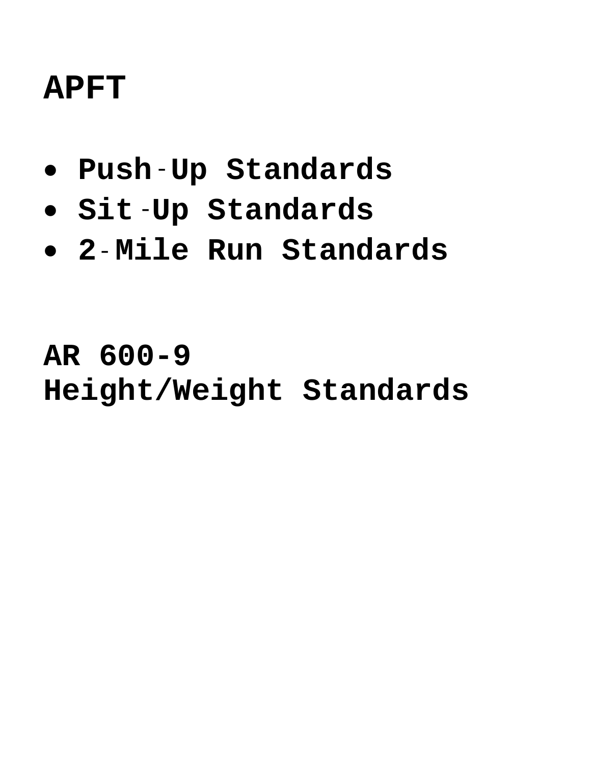# APFT

- **Push-Up Standards**
- **Sit-Up Standards**
- **2-Mile Run Standards**

## AR 600-9
## Height/Weight Standards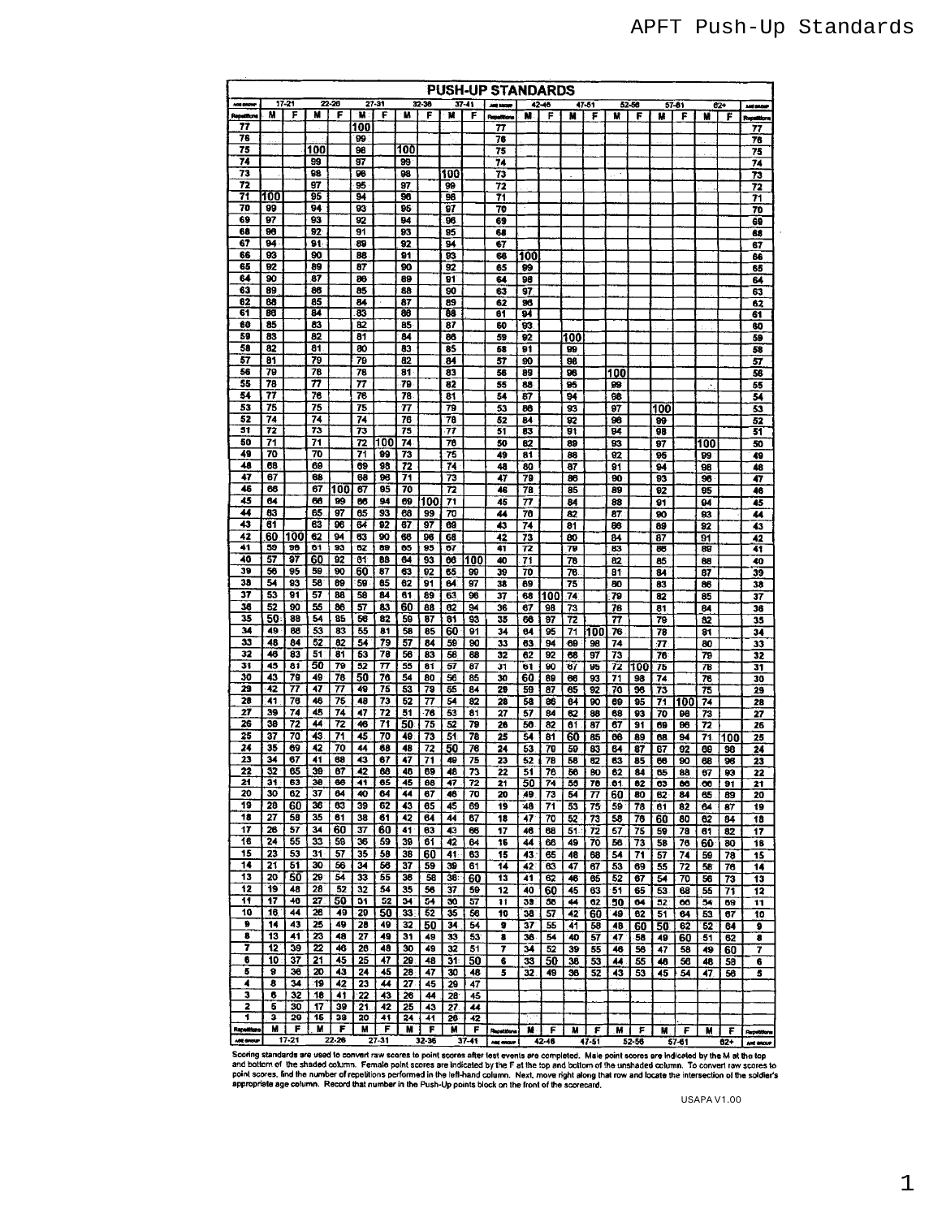# APFT Push-Up Standards

| PUSH-UP STANDARDS | | | | | | | | | | | | | | | | | | | | | | |
|---|---|---|---|---|---|---|---|---|---|---|---|---|---|---|---|---|---|---|---|---|---|---|
| AGE GROUP | 17-21 | | 22-26 | | 27-31 | | 32-36 | | 37-41 | | AGE GROUP | 42-46 | | 47-51 | | 52-56 | | 57-61 | | 62+ | | AGE GROUP |
| Repetitions | M | F | M | F | M | F | M | F | M | F | Repetitions | M | F | M | F | M | F | M | F | M | F | Repetitions |
| 77 | | | | | 100 | | | | | | 77 | | | | | | | | | | | 77 |
| 76 | | | | | 99 | | | | | | 76 | | | | | | | | | | | 76 |
| 75 | | | 100 | | 98 | | 100 | | | | 75 | | | | | | | | | | | 75 |
| 74 | | | 99 | | 97 | | 99 | | | | 74 | | | | | | | | | | | 74 |
| 73 | | | 98 | | 96 | | 98 | | 100 | | 73 | | | | | | | | | | | 73 |
| 72 | | | 97 | | 95 | | 97 | | 99 | | 72 | | | | | | | | | | | 72 |
| 71 | 100 | | 95 | | 94 | | 96 | | 98 | | 71 | | | | | | | | | | | 71 |
| 70 | 99 | | 94 | | 93 | | 95 | | 97 | | 70 | | | | | | | | | | | 70 |
| 69 | 97 | | 93 | | 92 | | 94 | | 96 | | 69 | | | | | | | | | | | 69 |
| 68 | 96 | | 92 | | 91 | | 93 | | 95 | | 68 | | | | | | | | | | | 68 |
| 67 | 94 | | 91 | | 89 | | 92 | | 94 | | 67 | | | | | | | | | | | 67 |
| 66 | 93 | | 90 | | 88 | | 91 | | 93 | | 66 | 100 | | | | | | | | | | 66 |
| 65 | 92 | | 89 | | 87 | | 90 | | 92 | | 65 | 99 | | | | | | | | | | 65 |
| 64 | 90 | | 87 | | 86 | | 89 | | 91 | | 64 | 98 | | | | | | | | | | 64 |
| 63 | 89 | | 86 | | 85 | | 88 | | 90 | | 63 | 97 | | | | | | | | | | 63 |
| 62 | 88 | | 85 | | 84 | | 87 | | 89 | | 62 | 96 | | | | | | | | | | 62 |
| 61 | 86 | | 84 | | 83 | | 86 | | 88 | | 61 | 94 | | | | | | | | | | 61 |
| 60 | 85 | | 83 | | 82 | | 85 | | 87 | | 60 | 93 | | | | | | | | | | 60 |
| 59 | 83 | | 82 | | 81 | | 84 | | 86 | | 59 | 92 | | 100 | | | | | | | | 59 |
| 58 | 82 | | 81 | | 80 | | 83 | | 85 | | 58 | 91 | | 99 | | | | | | | | 58 |
| 57 | 81 | | 79 | | 79 | | 82 | | 84 | | 57 | 90 | | 98 | | | | | | | | 57 |
| 56 | 79 | | 78 | | 78 | | 81 | | 83 | | 56 | 89 | | 96 | | 100 | | | | | | 56 |
| 55 | 78 | | 77 | | 77 | | 79 | | 82 | | 55 | 88 | | 95 | | 99 | | | | | | 55 |
| 54 | 77 | | 76 | | 76 | | 78 | | 81 | | 54 | 87 | | 94 | | 98 | | | | | | 54 |
| 53 | 75 | | 75 | | 75 | | 77 | | 79 | | 53 | 86 | | 93 | | 97 | | 100 | | | | 53 |
| 52 | 74 | | 74 | | 74 | | 76 | | 78 | | 52 | 84 | | 92 | | 96 | | 99 | | | | 52 |
| 51 | 72 | | 73 | | 73 | | 75 | | 77 | | 51 | 83 | | 91 | | 94 | | 98 | | | | 51 |
| 50 | 71 | | 71 | | 72 | 100 | 74 | | 76 | | 50 | 82 | | 89 | | 93 | | 97 | | 100 | | 50 |
| 49 | 70 | | 70 | | 71 | 99 | 73 | | 75 | | 49 | 81 | | 88 | | 92 | | 95 | | 99 | | 49 |
| 48 | 68 | | 69 | | 69 | 98 | 72 | | 74 | | 48 | 80 | | 87 | | 91 | | 94 | | 98 | | 48 |
| 47 | 67 | | 68 | | 68 | 96 | 71 | | 73 | | 47 | 79 | | 86 | | 90 | | 93 | | 96 | | 47 |
| 46 | 66 | | 67 | 100 | 67 | 95 | 70 | | 72 | | 46 | 78 | | 85 | | 89 | | 92 | | 95 | | 46 |
| 45 | 64 | | 66 | 99 | 66 | 94 | 69 | 100 | 71 | | 45 | 77 | | 84 | | 88 | | 91 | | 94 | | 45 |
| 44 | 63 | | 65 | 97 | 65 | 93 | 68 | 99 | 70 | | 44 | 76 | | 82 | | 87 | | 90 | | 93 | | 44 |
| 43 | 61 | | 63 | 96 | 64 | 92 | 67 | 97 | 69 | | 43 | 74 | | 81 | | 86 | | 89 | | 92 | | 43 |
| 42 | 60 | 100 | 62 | 94 | 63 | 90 | 66 | 96 | 68 | | 42 | 73 | | 80 | | 84 | | 87 | | 91 | | 42 |
| 41 | 59 | 98 | 61 | 93 | 62 | 89 | 65 | 95 | 67 | | 41 | 72 | | 79 | | 83 | | 86 | | 89 | | 41 |
| 40 | 57 | 97 | 60 | 92 | 61 | 88 | 64 | 93 | 66 | 100 | 40 | 71 | | 78 | | 82 | | 85 | | 88 | | 40 |
| 39 | 56 | 95 | 59 | 90 | 60 | 87 | 63 | 92 | 65 | 99 | 39 | 70 | | 76 | | 81 | | 84 | | 87 | | 39 |
| 38 | 54 | 93 | 58 | 89 | 59 | 85 | 62 | 91 | 64 | 97 | 38 | 69 | | 75 | | 80 | | 83 | | 86 | | 38 |
| 37 | 53 | 91 | 57 | 88 | 58 | 84 | 61 | 89 | 63 | 96 | 37 | 68 | 100 | 74 | | 79 | | 82 | | 85 | | 37 |
| 36 | 52 | 90 | 55 | 86 | 57 | 83 | 60 | 88 | 62 | 94 | 36 | 67 | 98 | 73 | | 78 | | 81 | | 84 | | 36 |
| 35 | 50 | 88 | 54 | 85 | 56 | 82 | 59 | 87 | 61 | 93 | 35 | 66 | 97 | 72 | | 77 | | 79 | | 82 | | 35 |
| 34 | 49 | 86 | 53 | 83 | 55 | 81 | 58 | 85 | 60 | 91 | 34 | 64 | 95 | 71 | 100 | 76 | | 78 | | 81 | | 34 |
| 33 | 48 | 84 | 52 | 82 | 54 | 79 | 57 | 84 | 59 | 90 | 33 | 63 | 94 | 69 | 98 | 74 | | 77 | | 80 | | 33 |
| 32 | 46 | 83 | 51 | 81 | 53 | 78 | 56 | 83 | 58 | 88 | 32 | 62 | 92 | 68 | 97 | 73 | | 76 | | 79 | | 32 |
| 31 | 45 | 81 | 50 | 79 | 52 | 77 | 55 | 81 | 57 | 87 | 31 | 61 | 91 | 67 | 95 | 72 | 100 | 75 | | 78 | | 31 |
| 30 | 43 | 79 | 49 | 78 | 50 | 76 | 54 | 80 | 56 | 85 | 30 | 60 | 89 | 66 | 93 | 71 | 98 | 74 | | 76 | | 30 |
| 29 | 42 | 77 | 47 | 77 | 49 | 75 | 53 | 79 | 55 | 84 | 29 | 59 | 87 | 65 | 92 | 70 | 96 | 73 | | 75 | | 29 |
| 28 | 41 | 76 | 46 | 75 | 48 | 73 | 52 | 77 | 54 | 82 | 28 | 58 | 86 | 64 | 90 | 69 | 95 | 71 | 100 | 74 | | 28 |
| 27 | 39 | 74 | 45 | 74 | 47 | 72 | 51 | 76 | 53 | 81 | 27 | 57 | 84 | 62 | 88 | 68 | 93 | 70 | 98 | 73 | | 27 |
| 26 | 38 | 72 | 44 | 72 | 46 | 71 | 50 | 75 | 52 | 79 | 26 | 56 | 82 | 61 | 87 | 67 | 91 | 69 | 96 | 72 | | 26 |
| 25 | 37 | 70 | 43 | 71 | 45 | 70 | 49 | 73 | 51 | 78 | 25 | 54 | 81 | 60 | 85 | 66 | 89 | 68 | 94 | 71 | 100 | 25 |
| 24 | 35 | 69 | 42 | 70 | 44 | 68 | 48 | 72 | 50 | 76 | 24 | 53 | 79 | 59 | 83 | 64 | 87 | 67 | 92 | 69 | 98 | 24 |
| 23 | 34 | 67 | 41 | 68 | 43 | 67 | 47 | 71 | 49 | 75 | 23 | 52 | 78 | 58 | 82 | 63 | 85 | 66 | 90 | 68 | 96 | 23 |
| 22 | 32 | 65 | 39 | 67 | 42 | 66 | 46 | 69 | 48 | 73 | 22 | 51 | 76 | 56 | 80 | 62 | 84 | 65 | 88 | 67 | 93 | 22 |
| 21 | 31 | 63 | 38 | 66 | 41 | 65 | 45 | 68 | 47 | 72 | 21 | 50 | 74 | 55 | 78 | 61 | 82 | 63 | 86 | 66 | 91 | 21 |
| 20 | 30 | 62 | 37 | 64 | 40 | 64 | 44 | 67 | 46 | 70 | 20 | 49 | 73 | 54 | 77 | 60 | 80 | 62 | 84 | 65 | 89 | 20 |
| 19 | 28 | 60 | 36 | 63 | 39 | 62 | 43 | 65 | 45 | 69 | 19 | 48 | 71 | 53 | 75 | 59 | 78 | 61 | 82 | 64 | 87 | 19 |
| 18 | 27 | 58 | 35 | 61 | 38 | 61 | 42 | 64 | 44 | 67 | 18 | 47 | 70 | 52 | 73 | 58 | 76 | 60 | 80 | 62 | 84 | 18 |
| 17 | 26 | 57 | 34 | 60 | 37 | 60 | 41 | 63 | 43 | 66 | 17 | 46 | 68 | 51 | 72 | 57 | 75 | 59 | 78 | 61 | 82 | 17 |
| 16 | 24 | 55 | 33 | 58 | 36 | 59 | 39 | 61 | 42 | 64 | 16 | 44 | 66 | 49 | 70 | 56 | 73 | 58 | 76 | 60 | 80 | 16 |
| 15 | 23 | 53 | 31 | 57 | 35 | 58 | 38 | 60 | 41 | 63 | 15 | 43 | 65 | 48 | 68 | 54 | 71 | 57 | 74 | 59 | 78 | 15 |
| 14 | 21 | 51 | 30 | 56 | 34 | 56 | 37 | 59 | 39 | 61 | 14 | 42 | 63 | 47 | 67 | 53 | 69 | 55 | 72 | 58 | 76 | 14 |
| 13 | 20 | 50 | 29 | 54 | 33 | 55 | 36 | 58 | 38 | 60 | 13 | 41 | 62 | 46 | 65 | 52 | 67 | 54 | 70 | 56 | 73 | 13 |
| 12 | 19 | 48 | 28 | 52 | 32 | 54 | 35 | 56 | 37 | 59 | 12 | 40 | 60 | 45 | 63 | 51 | 65 | 53 | 68 | 55 | 71 | 12 |
| 11 | 17 | 46 | 27 | 50 | 31 | 52 | 34 | 54 | 36 | 57 | 11 | 39 | 58 | 44 | 62 | 50 | 64 | 52 | 66 | 54 | 69 | 11 |
| 10 | 16 | 44 | 26 | 49 | 29 | 50 | 33 | 52 | 35 | 56 | 10 | 38 | 57 | 42 | 60 | 49 | 62 | 51 | 64 | 53 | 67 | 10 |
| 9 | 14 | 43 | 25 | 49 | 28 | 49 | 32 | 50 | 34 | 54 | 9 | 37 | 55 | 41 | 58 | 48 | 60 | 50 | 62 | 52 | 64 | 9 |
| 8 | 13 | 41 | 23 | 48 | 27 | 48 | 31 | 49 | 33 | 53 | 8 | 36 | 54 | 40 | 57 | 47 | 58 | 49 | 60 | 51 | 62 | 8 |
| 7 | 12 | 39 | 22 | 46 | 26 | 48 | 30 | 49 | 32 | 51 | 7 | 34 | 52 | 39 | 55 | 46 | 56 | 47 | 58 | 49 | 60 | 7 |
| 6 | 10 | 37 | 21 | 45 | 25 | 47 | 29 | 48 | 31 | 50 | 6 | 33 | 50 | 38 | 53 | 44 | 55 | 46 | 56 | 48 | 58 | 6 |
| 5 | 9 | 36 | 20 | 43 | 24 | 45 | 28 | 47 | 30 | 48 | 5 | 32 | 49 | 36 | 52 | 43 | 53 | 45 | 54 | 47 | 56 | 5 |
| 4 | 8 | 34 | 19 | 42 | 23 | 44 | 27 | 45 | 29 | 47 | | | | | | | | | | | | |
| 3 | 6 | 32 | 18 | 41 | 22 | 43 | 26 | 44 | 28 | 45 | | | | | | | | | | | | |
| 2 | 5 | 30 | 17 | 39 | 21 | 42 | 25 | 43 | 27 | 44 | | | | | | | | | | | | |
| 1 | 3 | 29 | 15 | 38 | 20 | 41 | 24 | 41 | 26 | 42 | | | | | | | | | | | | |
| Repetitions | M | F | M | F | M | F | M | F | M | F | Repetitions | M | F | M | F | M | F | M | F | M | F | Repetitions |
| AGE GROUP | 17-21 | | 22-26 | | 27-31 | | 32-36 | | 37-41 | | AGE GROUP | 42-46 | | 47-51 | | 52-56 | | 57-61 | | 62+ | | AGE GROUP |

Scoring standards are used to convert raw scores to point scores after test events are completed. Male point scores are indicated by the M at the top and bottom of the shaded column. Female point scores are indicated by the F at the top and bottom of the unshaded column. To convert raw scores to point scores, find the number of repetitions performed in the left-hand column. Next, move right along that row and locate the intersection of the soldier's appropriate age column. Record that number in the Push-Up points block on the front of the scorecard.

USAPA V1.00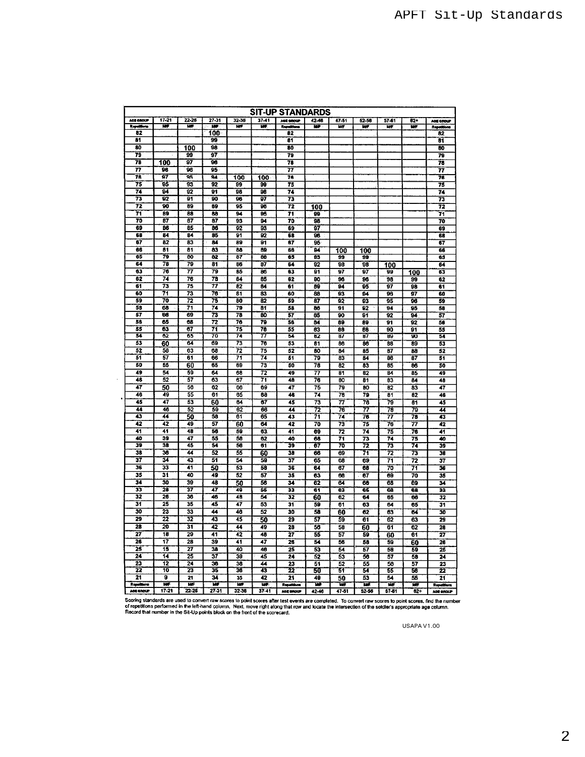# SIT-UP STANDARDS

| AGE GROUP | 17-21 | 22-26 | 27-31 | 32-36 | 37-41 | AGE GROUP | 42-46 | 47-51 | 52-56 | 57-61 | 62+ | AGE GROUP |
|---|---|---|---|---|---|---|---|---|---|---|---|---|
| Repetitions | M/F | M/F | M/F | M/F | M/F | Repetitions | M/F | M/F | M/F | M/F | M/F | Repetitions |
| 82 | | | 100 | | | 82 | | | | | | 82 |
| 81 | | | 99 | | | 81 | | | | | | 81 |
| 80 | | 100 | 98 | | | 80 | | | | | | 80 |
| 79 | | 99 | 97 | | | 79 | | | | | | 79 |
| 78 | 100 | 97 | 96 | | | 78 | | | | | | 78 |
| 77 | 98 | 96 | 95 | | | 77 | | | | | | 77 |
| 76 | 97 | 95 | 94 | 100 | 100 | 76 | | | | | | 76 |
| 75 | 95 | 93 | 92 | 99 | 99 | 75 | | | | | | 75 |
| 74 | 94 | 92 | 91 | 98 | 98 | 74 | | | | | | 74 |
| 73 | 92 | 91 | 90 | 96 | 97 | 73 | | | | | | 73 |
| 72 | 90 | 89 | 89 | 95 | 96 | 72 | 100 | | | | | 72 |
| 71 | 89 | 88 | 88 | 94 | 95 | 71 | 99 | | | | | 71 |
| 70 | 87 | 87 | 87 | 93 | 94 | 70 | 98 | | | | | 70 |
| 69 | 86 | 85 | 86 | 92 | 93 | 69 | 97 | | | | | 69 |
| 68 | 84 | 84 | 85 | 91 | 92 | 68 | 96 | | | | | 68 |
| 67 | 82 | 83 | 84 | 89 | 91 | 67 | 95 | | | | | 67 |
| 66 | 81 | 81 | 83 | 88 | 89 | 66 | 94 | 100 | 100 | | | 66 |
| 65 | 79 | 80 | 82 | 87 | 88 | 65 | 93 | 99 | 99 | | | 65 |
| 64 | 78 | 79 | 81 | 86 | 87 | 64 | 92 | 98 | 98 | 100 | | 64 |
| 63 | 76 | 77 | 79 | 85 | 86 | 63 | 91 | 97 | 97 | 99 | 100 | 63 |
| 62 | 74 | 76 | 78 | 84 | 85 | 62 | 90 | 96 | 96 | 98 | 99 | 62 |
| 61 | 73 | 75 | 77 | 82 | 84 | 61 | 89 | 94 | 95 | 97 | 98 | 61 |
| 60 | 71 | 73 | 76 | 81 | 83 | 60 | 88 | 93 | 94 | 96 | 97 | 60 |
| 59 | 70 | 72 | 75 | 80 | 82 | 59 | 87 | 92 | 93 | 95 | 96 | 59 |
| 58 | 68 | 71 | 74 | 79 | 81 | 58 | 86 | 91 | 92 | 94 | 95 | 58 |
| 57 | 66 | 69 | 73 | 78 | 80 | 57 | 85 | 90 | 91 | 92 | 94 | 57 |
| 56 | 65 | 68 | 72 | 76 | 79 | 56 | 84 | 89 | 89 | 91 | 92 | 56 |
| 55 | 63 | 67 | 71 | 75 | 78 | 55 | 83 | 88 | 88 | 90 | 91 | 55 |
| 54 | 62 | 65 | 70 | 74 | 77 | 54 | 82 | 87 | 87 | 89 | 90 | 54 |
| 53 | 60 | 64 | 69 | 73 | 76 | 53 | 81 | 86 | 86 | 88 | 89 | 53 |
| 52 | 58 | 63 | 68 | 72 | 75 | 52 | 80 | 84 | 85 | 87 | 88 | 52 |
| 51 | 57 | 61 | 66 | 71 | 74 | 51 | 79 | 83 | 84 | 86 | 87 | 51 |
| 50 | 55 | 60 | 65 | 69 | 73 | 50 | 78 | 82 | 83 | 85 | 86 | 50 |
| 49 | 54 | 59 | 64 | 68 | 72 | 49 | 77 | 81 | 82 | 84 | 85 | 49 |
| 48 | 52 | 57 | 63 | 67 | 71 | 48 | 76 | 80 | 81 | 83 | 84 | 48 |
| 47 | 50 | 56 | 62 | 66 | 69 | 47 | 75 | 79 | 80 | 82 | 83 | 47 |
| 46 | 49 | 55 | 61 | 65 | 68 | 46 | 74 | 78 | 79 | 81 | 82 | 46 |
| 45 | 47 | 53 | 60 | 64 | 67 | 45 | 73 | 77 | 78 | 79 | 81 | 45 |
| 44 | 46 | 52 | 59 | 62 | 66 | 44 | 72 | 76 | 77 | 78 | 79 | 44 |
| 43 | 44 | 50 | 58 | 61 | 65 | 43 | 71 | 74 | 76 | 77 | 78 | 43 |
| 42 | 42 | 49 | 57 | 60 | 64 | 42 | 70 | 73 | 75 | 76 | 77 | 42 |
| 41 | 41 | 48 | 56 | 59 | 63 | 41 | 69 | 72 | 74 | 75 | 76 | 41 |
| 40 | 39 | 47 | 55 | 58 | 62 | 40 | 68 | 71 | 73 | 74 | 75 | 40 |
| 39 | 38 | 45 | 54 | 56 | 61 | 39 | 67 | 70 | 72 | 73 | 74 | 39 |
| 38 | 36 | 44 | 52 | 55 | 60 | 38 | 66 | 69 | 71 | 72 | 73 | 38 |
| 37 | 34 | 43 | 51 | 54 | 59 | 37 | 65 | 68 | 69 | 71 | 72 | 37 |
| 36 | 33 | 41 | 50 | 53 | 58 | 36 | 64 | 67 | 68 | 70 | 71 | 36 |
| 35 | 31 | 40 | 49 | 52 | 57 | 35 | 63 | 66 | 67 | 69 | 70 | 35 |
| 34 | 30 | 39 | 48 | 50 | 56 | 34 | 62 | 64 | 66 | 68 | 69 | 34 |
| 33 | 28 | 37 | 47 | 49 | 55 | 33 | 61 | 63 | 65 | 66 | 68 | 33 |
| 32 | 26 | 36 | 46 | 48 | 54 | 32 | 60 | 62 | 64 | 65 | 66 | 32 |
| 31 | 25 | 35 | 45 | 47 | 53 | 31 | 59 | 61 | 63 | 64 | 65 | 31 |
| 30 | 23 | 33 | 44 | 46 | 52 | 30 | 58 | 60 | 62 | 63 | 64 | 30 |
| 29 | 22 | 32 | 43 | 45 | 50 | 29 | 57 | 59 | 61 | 62 | 63 | 29 |
| 28 | 20 | 31 | 42 | 44 | 49 | 28 | 56 | 58 | 60 | 61 | 62 | 28 |
| 27 | 18 | 29 | 41 | 42 | 48 | 27 | 55 | 57 | 59 | 60 | 61 | 27 |
| 26 | 17 | 28 | 39 | 41 | 47 | 26 | 54 | 56 | 58 | 59 | 60 | 26 |
| 25 | 15 | 27 | 38 | 40 | 46 | 25 | 53 | 54 | 57 | 58 | 59 | 25 |
| 24 | 14 | 25 | 37 | 39 | 45 | 24 | 52 | 53 | 56 | 57 | 58 | 24 |
| 23 | 12 | 24 | 36 | 38 | 44 | 23 | 51 | 52 | 55 | 56 | 57 | 23 |
| 22 | 10 | 23 | 35 | 36 | 43 | 22 | 50 | 51 | 54 | 55 | 56 | 22 |
| 21 | 9 | 21 | 34 | 35 | 42 | 21 | 49 | 50 | 53 | 54 | 55 | 21 |
| Repetitions | M/F | M/F | M/F | M/F | M/F | Repetitions | M/F | M/F | M/F | M/F | M/F | Repetitions |
| AGE GROUP | 17-21 | 22-26 | 27-31 | 32-36 | 37-41 | AGE GROUP | 42-46 | 47-51 | 52-56 | 57-61 | 62+ | AGE GROUP |

Scoring standards are used to convert raw scores to point scores after test events are completed. To convert raw scores to point scores, find the number of repetitions performed in the left-hand column. Next, move right along that row and locate the intersection of the soldier's appropriate age column. Record that number in the Sit-Up points block on the front of the scorecard.

USAPA V1.00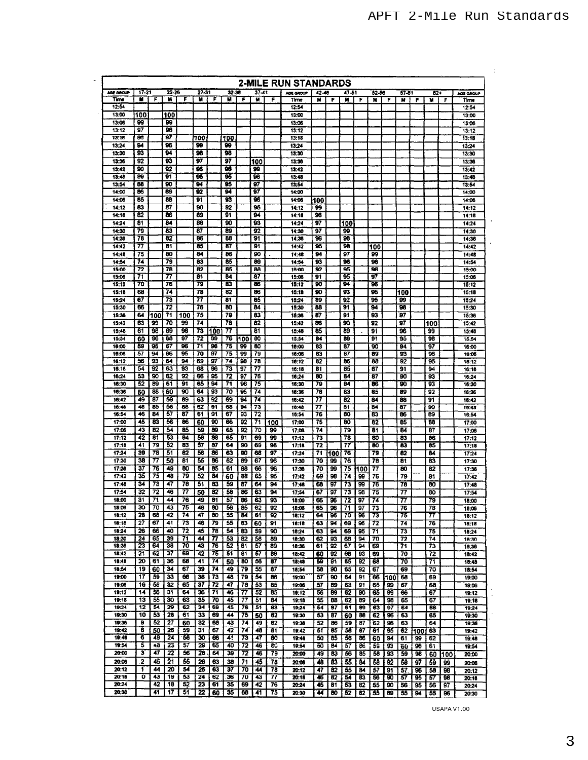## 2-MILE RUN STANDARDS

| AGE GROUP | 17-21 | | 22-26 | | 27-31 | | 32-36 | | 37-41 | | AGE GROUP | 42-46 | | 47-51 | | 52-56 | | 57-61 | | 62+ | | AGE GROUP |
|---|---|---|---|---|---|---|---|---|---|---|---|---|---|---|---|---|---|---|---|---|---|---|
| Time | M | F | M | F | M | F | M | F | M | F | Time | M | F | M | F | M | F | M | F | M | F | Time |
| 12:54 | | | | | | | | | | | 12:54 | | | | | | | | | | | 12:54 |
| 13:00 | 100 | | 100 | | | | | | | | 13:00 | | | | | | | | | | | 13:00 |
| 13:06 | 99 | | 99 | | | | | | | | 13:06 | | | | | | | | | | | 13:06 |
| 13:12 | 97 | | 98 | | | | | | | | 13:12 | | | | | | | | | | | 13:12 |
| 13:18 | 96 | | 97 | | 100 | | 100 | | | | 13:18 | | | | | | | | | | | 13:18 |
| 13:24 | 94 | | 96 | | 99 | | 99 | | | | 13:24 | | | | | | | | | | | 13:24 |
| 13:30 | 93 | | 94 | | 98 | | 98 | | | | 13:30 | | | | | | | | | | | 13:30 |
| 13:36 | 92 | | 93 | | 97 | | 97 | | 100 | | 13:36 | | | | | | | | | | | 13:36 |
| 13:42 | 90 | | 92 | | 96 | | 96 | | 99 | | 13:42 | | | | | | | | | | | 13:42 |
| 13:48 | 89 | | 91 | | 95 | | 95 | | 98 | | 13:48 | | | | | | | | | | | 13:48 |
| 13:54 | 88 | | 90 | | 94 | | 95 | | 97 | | 13:54 | | | | | | | | | | | 13:54 |
| 14:00 | 86 | | 89 | | 92 | | 94 | | 97 | | 14:00 | | | | | | | | | | | 14:00 |
| 14:06 | 85 | | 88 | | 91 | | 93 | | 96 | | 14:06 | 100 | | | | | | | | | | 14:06 |
| 14:12 | 83 | | 87 | | 90 | | 92 | | 95 | | 14:12 | 99 | | | | | | | | | | 14:12 |
| 14:18 | 82 | | 86 | | 89 | | 91 | | 94 | | 14:18 | 98 | | | | | | | | | | 14:18 |
| 14:24 | 81 | | 84 | | 88 | | 90 | | 93 | | 14:24 | 97 | | 100 | | | | | | | | 14:24 |
| 14:30 | 79 | | 83 | | 87 | | 89 | | 92 | | 14:30 | 97 | | 99 | | | | | | | | 14:30 |
| 14:36 | 78 | | 82 | | 86 | | 88 | | 91 | | 14:36 | 96 | | 98 | | | | | | | | 14:36 |
| 14:42 | 77 | | 81 | | 85 | | 87 | | 91 | | 14:42 | 95 | | 98 | | 100 | | | | | | 14:42 |
| 14:48 | 75 | | 80 | | 84 | | 86 | | 90 | | 14:48 | 94 | | 97 | | 99 | | | | | | 14:48 |
| 14:54 | 74 | | 79 | | 83 | | 85 | | 89 | | 14:54 | 93 | | 96 | | 98 | | | | | | 14:54 |
| 15:00 | 72 | | 78 | | 82 | | 85 | | 88 | | 15:00 | 92 | | 95 | | 98 | | | | | | 15:00 |
| 15:06 | 71 | | 77 | | 81 | | 84 | | 87 | | 15:06 | 91 | | 95 | | 97 | | | | | | 15:06 |
| 15:12 | 70 | | 76 | | 79 | | 83 | | 86 | | 15:12 | 90 | | 94 | | 96 | | | | | | 15:12 |
| 15:18 | 68 | | 74 | | 78 | | 82 | | 86 | | 15:18 | 90 | | 93 | | 95 | | 100 | | | | 15:18 |
| 15:24 | 67 | | 73 | | 77 | | 81 | | 85 | | 15:24 | 89 | | 92 | | 95 | | 99 | | | | 15:24 |
| 15:30 | 66 | | 72 | | 76 | | 80 | | 84 | | 15:30 | 88 | | 91 | | 94 | | 98 | | | | 15:30 |
| 15:36 | 64 | 100 | 71 | 100 | 75 | | 79 | | 83 | | 15:36 | 87 | | 91 | | 93 | | 97 | | | | 15:36 |
| 15:42 | 63 | 99 | 70 | 99 | 74 | | 78 | | 82 | | 15:42 | 86 | | 90 | | 92 | | 97 | | 100 | | 15:42 |
| 15:48 | 61 | 98 | 69 | 98 | 73 | 100 | 77 | | 81 | | 15:48 | 85 | | 89 | | 91 | | 96 | | 99 | | 15:48 |
| 15:54 | 60 | 96 | 68 | 97 | 72 | 99 | 76 | 100 | 80 | | 15:54 | 84 | | 88 | | 91 | | 95 | | 98 | | 15:54 |
| 16:00 | 59 | 95 | 67 | 96 | 71 | 98 | 75 | 99 | 80 | | 16:00 | 83 | | 87 | | 90 | | 94 | | 97 | | 16:00 |
| 16:06 | 57 | 94 | 66 | 95 | 70 | 97 | 75 | 99 | 79 | | 16:06 | 83 | | 87 | | 89 | | 93 | | 96 | | 16:06 |
| 16:12 | 56 | 93 | 64 | 94 | 69 | 97 | 74 | 98 | 78 | | 16:12 | 82 | | 86 | | 88 | | 92 | | 95 | | 16:12 |
| 16:18 | 54 | 92 | 63 | 93 | 68 | 96 | 73 | 97 | 77 | | 16:18 | 81 | | 85 | | 87 | | 91 | | 94 | | 16:18 |
| 16:24 | 53 | 90 | 62 | 92 | 66 | 95 | 72 | 97 | 76 | | 16:24 | 80 | | 84 | | 87 | | 90 | | 93 | | 16:24 |
| 16:30 | 52 | 89 | 61 | 91 | 65 | 94 | 71 | 96 | 75 | | 16:30 | 79 | | 84 | | 86 | | 90 | | 93 | | 16:30 |
| 16:36 | 50 | 88 | 60 | 90 | 64 | 93 | 70 | 95 | 74 | | 16:36 | 78 | | 83 | | 85 | | 89 | | 92 | | 16:36 |
| 16:42 | 49 | 87 | 59 | 89 | 63 | 92 | 69 | 94 | 74 | | 16:42 | 77 | | 82 | | 84 | | 88 | | 91 | | 16:42 |
| 16:48 | 48 | 85 | 58 | 88 | 62 | 91 | 68 | 94 | 73 | | 16:48 | 77 | | 81 | | 84 | | 87 | | 90 | | 16:48 |
| 16:54 | 46 | 84 | 57 | 87 | 61 | 91 | 67 | 93 | 72 | | 16:54 | 76 | | 80 | | 83 | | 86 | | 89 | | 16:54 |
| 17:00 | 45 | 83 | 56 | 86 | 60 | 90 | 66 | 92 | 71 | 100 | 17:00 | 75 | | 80 | | 82 | | 85 | | 88 | | 17:00 |
| 17:06 | 43 | 82 | 54 | 85 | 59 | 89 | 65 | 92 | 70 | 99 | 17:06 | 74 | | 79 | | 81 | | 84 | | 87 | | 17:06 |
| 17:12 | 42 | 81 | 53 | 84 | 58 | 88 | 65 | 91 | 69 | 99 | 17:12 | 73 | | 78 | | 80 | | 83 | | 86 | | 17:12 |
| 17:18 | 41 | 79 | 52 | 83 | 57 | 87 | 64 | 90 | 69 | 98 | 17:18 | 72 | | 77 | | 80 | | 83 | | 85 | | 17:18 |
| 17:24 | 39 | 78 | 51 | 82 | 56 | 86 | 63 | 90 | 68 | 97 | 17:24 | 71 | 100 | 76 | | 79 | | 82 | | 84 | | 17:24 |
| 17:30 | 38 | 77 | 50 | 81 | 55 | 86 | 62 | 89 | 67 | 96 | 17:30 | 70 | 99 | 76 | | 78 | | 81 | | 83 | | 17:30 |
| 17:36 | 37 | 76 | 49 | 80 | 54 | 85 | 61 | 88 | 66 | 96 | 17:36 | 70 | 99 | 75 | 100 | 77 | | 80 | | 82 | | 17:36 |
| 17:42 | 35 | 75 | 48 | 79 | 52 | 84 | 60 | 88 | 65 | 95 | 17:42 | 69 | 98 | 74 | 99 | 76 | | 79 | | 81 | | 17:42 |
| 17:48 | 34 | 73 | 47 | 78 | 51 | 83 | 59 | 87 | 64 | 94 | 17:48 | 68 | 97 | 73 | 99 | 76 | | 78 | | 80 | | 17:48 |
| 17:54 | 32 | 72 | 46 | 77 | 50 | 82 | 58 | 86 | 63 | 94 | 17:54 | 67 | 97 | 73 | 98 | 75 | | 77 | | 80 | | 17:54 |
| 18:00 | 31 | 71 | 44 | 76 | 49 | 81 | 57 | 86 | 63 | 93 | 18:00 | 66 | 96 | 72 | 97 | 74 | | 77 | | 79 | | 18:00 |
| 18:06 | 30 | 70 | 43 | 75 | 48 | 80 | 56 | 85 | 62 | 92 | 18:06 | 65 | 96 | 71 | 97 | 73 | | 76 | | 78 | | 18:06 |
| 18:12 | 28 | 68 | 42 | 74 | 47 | 80 | 55 | 84 | 61 | 92 | 18:12 | 64 | 95 | 70 | 96 | 73 | | 75 | | 77 | | 18:12 |
| 18:18 | 27 | 67 | 41 | 73 | 46 | 79 | 55 | 83 | 60 | 91 | 18:18 | 63 | 94 | 69 | 96 | 72 | | 74 | | 76 | | 18:18 |
| 18:24 | 26 | 66 | 40 | 72 | 45 | 78 | 54 | 83 | 59 | 90 | 18:24 | 63 | 94 | 69 | 95 | 71 | | 73 | | 75 | | 18:24 |
| 18:30 | 24 | 65 | 39 | 71 | 44 | 77 | 53 | 82 | 58 | 89 | 18:30 | 62 | 93 | 68 | 94 | 70 | | 72 | | 74 | | 18:30 |
| 18:36 | 23 | 64 | 38 | 70 | 43 | 76 | 52 | 81 | 57 | 89 | 18:36 | 61 | 92 | 67 | 94 | 69 | | 71 | | 73 | | 18:36 |
| 18:42 | 21 | 62 | 37 | 69 | 42 | 75 | 51 | 81 | 57 | 88 | 18:42 | 60 | 92 | 66 | 93 | 69 | | 70 | | 72 | | 18:42 |
| 18:48 | 20 | 61 | 36 | 68 | 41 | 74 | 50 | 80 | 56 | 87 | 18:48 | 59 | 91 | 65 | 92 | 68 | | 70 | | 71 | | 18:48 |
| 18:54 | 19 | 60 | 34 | 67 | 39 | 74 | 49 | 79 | 55 | 87 | 18:54 | 58 | 90 | 65 | 92 | 67 | | 69 | | 70 | | 18:54 |
| 19:00 | 17 | 59 | 33 | 66 | 38 | 73 | 48 | 79 | 54 | 86 | 19:00 | 57 | 90 | 64 | 91 | 66 | 100 | 68 | | 69 | | 19:00 |
| 19:06 | 16 | 58 | 32 | 65 | 37 | 72 | 47 | 78 | 53 | 85 | 19:06 | 57 | 89 | 63 | 91 | 65 | 99 | 67 | | 68 | | 19:06 |
| 19:12 | 14 | 56 | 31 | 64 | 36 | 71 | 46 | 77 | 52 | 85 | 19:12 | 56 | 89 | 62 | 90 | 65 | 99 | 66 | | 67 | | 19:12 |
| 19:18 | 13 | 55 | 30 | 63 | 35 | 70 | 45 | 77 | 51 | 84 | 19:18 | 55 | 88 | 62 | 89 | 64 | 98 | 65 | | 67 | | 19:18 |
| 19:24 | 12 | 54 | 29 | 62 | 34 | 69 | 45 | 76 | 51 | 83 | 19:24 | 54 | 87 | 61 | 89 | 63 | 97 | 64 | | 66 | | 19:24 |
| 19:30 | 10 | 53 | 28 | 61 | 33 | 69 | 44 | 75 | 50 | 82 | 19:30 | 53 | 87 | 60 | 88 | 62 | 96 | 63 | | 65 | | 19:30 |
| 19:36 | 9 | 52 | 27 | 60 | 32 | 68 | 43 | 74 | 49 | 82 | 19:36 | 52 | 86 | 59 | 87 | 62 | 96 | 63 | | 64 | | 19:36 |
| 19:42 | 8 | 50 | 26 | 59 | 31 | 67 | 42 | 74 | 48 | 81 | 19:42 | 51 | 85 | 58 | 87 | 61 | 95 | 62 | 100 | 63 | | 19:42 |
| 19:48 | 6 | 49 | 24 | 58 | 30 | 66 | 41 | 73 | 47 | 80 | 19:48 | 50 | 85 | 58 | 86 | 60 | 94 | 61 | 99 | 62 | | 19:48 |
| 19:54 | 5 | 48 | 23 | 57 | 29 | 65 | 40 | 72 | 46 | 80 | 19:54 | 50 | 84 | 57 | 86 | 59 | 93 | 60 | 98 | 61 | | 19:54 |
| 20:00 | 3 | 47 | 22 | 56 | 28 | 64 | 39 | 72 | 46 | 79 | 20:00 | 49 | 83 | 56 | 85 | 58 | 93 | 59 | 98 | 60 | 100 | 20:00 |
| 20:06 | 2 | 45 | 21 | 55 | 26 | 63 | 38 | 71 | 45 | 78 | 20:06 | 48 | 83 | 55 | 84 | 58 | 92 | 58 | 97 | 59 | 99 | 20:06 |
| 20:12 | 1 | 44 | 20 | 54 | 25 | 63 | 37 | 70 | 44 | 78 | 20:12 | 47 | 82 | 55 | 84 | 57 | 91 | 57 | 96 | 58 | 98 | 20:12 |
| 20:18 | 0 | 43 | 19 | 53 | 24 | 62 | 36 | 70 | 43 | 77 | 20:18 | 46 | 82 | 54 | 83 | 56 | 90 | 57 | 95 | 57 | 98 | 20:18 |
| 20:24 | | 42 | 18 | 52 | 23 | 61 | 35 | 69 | 42 | 76 | 20:24 | 45 | 81 | 53 | 82 | 55 | 90 | 56 | 95 | 56 | 97 | 20:24 |
| 20:30 | | 41 | 17 | 51 | 22 | 60 | 35 | 68 | 41 | 75 | 20:30 | 44 | 80 | 52 | 82 | 55 | 89 | 55 | 94 | 55 | 96 | 20:30 |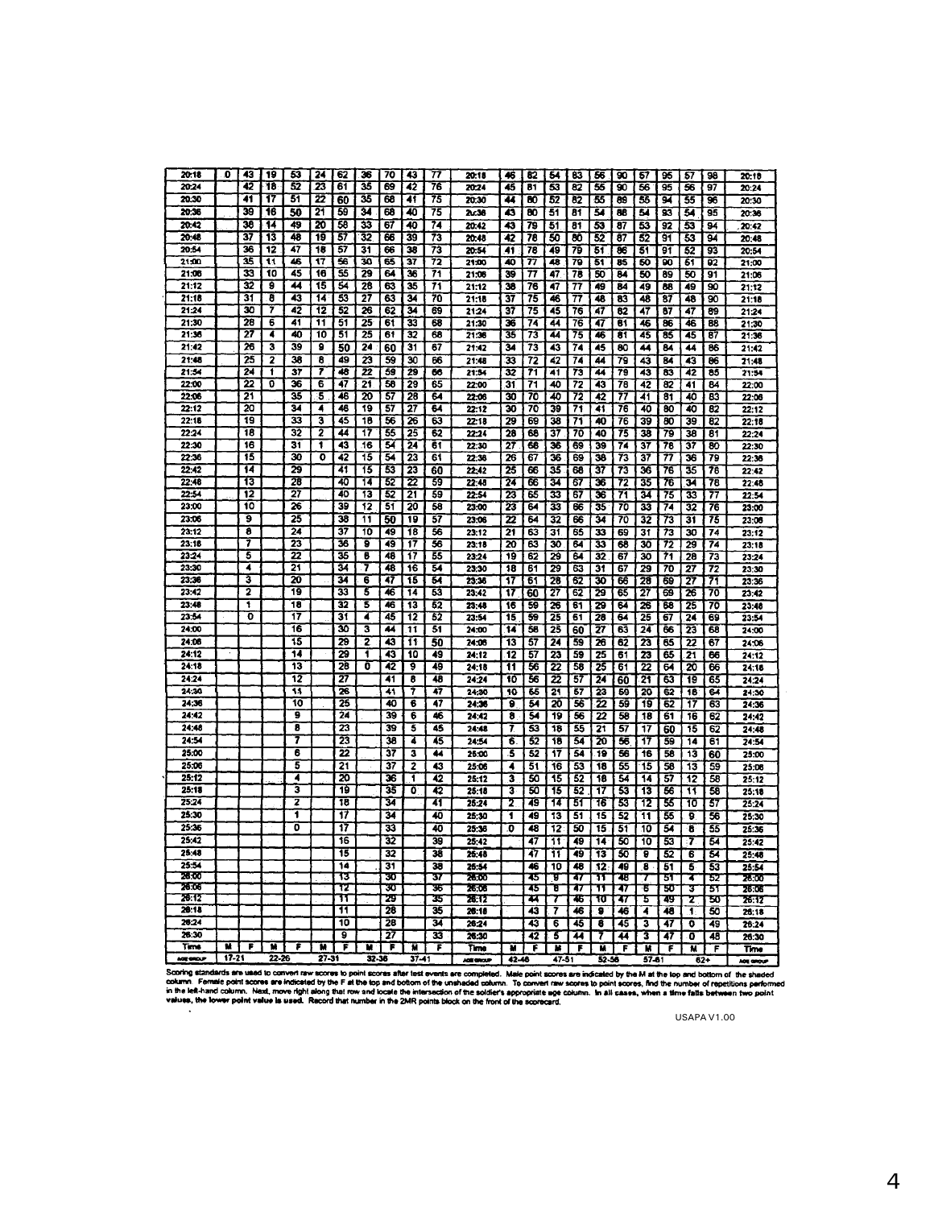| | | | | | | | | | | | | | | | | | | | | | | |
|---|---|---|---|---|---|---|---|---|---|---|---|---|---|---|---|---|---|---|---|---|---|---|
| 20:18 | 0 | 43 | 19 | 53 | 24 | 62 | 36 | 70 | 43 | 77 | 20:18 | 46 | 82 | 54 | 83 | 56 | 90 | 57 | 95 | 57 | 98 | 20:18 |
| 20:24 | | 42 | 18 | 52 | 23 | 61 | 35 | 69 | 42 | 76 | 20:24 | 45 | 81 | 53 | 82 | 55 | 90 | 56 | 95 | 56 | 97 | 20:24 |
| 20:30 | | 41 | 17 | 51 | 22 | 60 | 35 | 68 | 41 | 75 | 20:30 | 44 | 80 | 52 | 82 | 55 | 89 | 55 | 94 | 55 | 96 | 20:30 |
| 20:36 | | 39 | 16 | 50 | 21 | 59 | 34 | 68 | 40 | 75 | 20:36 | 43 | 80 | 51 | 81 | 54 | 88 | 54 | 93 | 54 | 95 | 20:36 |
| 20:42 | | 38 | 14 | 49 | 20 | 58 | 33 | 67 | 40 | 74 | 20:42 | 43 | 79 | 51 | 81 | 53 | 87 | 53 | 92 | 53 | 94 | 20:42 |
| 20:48 | | 37 | 13 | 48 | 19 | 57 | 32 | 66 | 39 | 73 | 20:48 | 42 | 78 | 50 | 80 | 52 | 87 | 52 | 91 | 53 | 94 | 20:48 |
| 20:54 | | 36 | 12 | 47 | 18 | 57 | 31 | 66 | 38 | 73 | 20:54 | 41 | 78 | 49 | 79 | 51 | 86 | 51 | 91 | 52 | 93 | 20:54 |
| 21:00 | | 35 | 11 | 46 | 17 | 56 | 30 | 65 | 37 | 72 | 21:00 | 40 | 77 | 48 | 79 | 51 | 85 | 50 | 90 | 51 | 92 | 21:00 |
| 21:06 | | 33 | 10 | 45 | 16 | 55 | 29 | 64 | 36 | 71 | 21:06 | 39 | 77 | 47 | 78 | 50 | 84 | 50 | 89 | 50 | 91 | 21:06 |
| 21:12 | | 32 | 9 | 44 | 15 | 54 | 28 | 63 | 35 | 71 | 21:12 | 38 | 76 | 47 | 77 | 49 | 84 | 49 | 88 | 49 | 90 | 21:12 |
| 21:18 | | 31 | 8 | 43 | 14 | 53 | 27 | 63 | 34 | 70 | 21:18 | 37 | 75 | 46 | 77 | 48 | 83 | 48 | 87 | 48 | 90 | 21:18 |
| 21:24 | | 30 | 7 | 42 | 12 | 52 | 26 | 62 | 34 | 69 | 21:24 | 37 | 75 | 45 | 76 | 47 | 82 | 47 | 87 | 47 | 89 | 21:24 |
| 21:30 | | 28 | 6 | 41 | 11 | 51 | 25 | 61 | 33 | 68 | 21:30 | 36 | 74 | 44 | 76 | 47 | 81 | 46 | 86 | 46 | 88 | 21:30 |
| 21:36 | | 27 | 4 | 40 | 10 | 51 | 25 | 61 | 32 | 68 | 21:36 | 35 | 73 | 44 | 75 | 46 | 81 | 45 | 85 | 45 | 87 | 21:36 |
| 21:42 | | 26 | 3 | 39 | 9 | 50 | 24 | 60 | 31 | 67 | 21:42 | 34 | 73 | 43 | 74 | 45 | 80 | 44 | 84 | 44 | 86 | 21:42 |
| 21:48 | | 25 | 2 | 38 | 8 | 49 | 23 | 59 | 30 | 66 | 21:48 | 33 | 72 | 42 | 74 | 44 | 79 | 43 | 84 | 43 | 86 | 21:48 |
| 21:54 | | 24 | 1 | 37 | 7 | 48 | 22 | 59 | 29 | 66 | 21:54 | 32 | 71 | 41 | 73 | 44 | 79 | 43 | 83 | 42 | 85 | 21:54 |
| 22:00 | | 22 | 0 | 36 | 6 | 47 | 21 | 58 | 29 | 65 | 22:00 | 31 | 71 | 40 | 72 | 43 | 78 | 42 | 82 | 41 | 84 | 22:00 |
| 22:06 | | 21 | | 35 | 5 | 46 | 20 | 57 | 28 | 64 | 22:06 | 30 | 70 | 40 | 72 | 42 | 77 | 41 | 81 | 40 | 83 | 22:06 |
| 22:12 | | 20 | | 34 | 4 | 46 | 19 | 57 | 27 | 64 | 22:12 | 30 | 70 | 39 | 71 | 41 | 76 | 40 | 80 | 40 | 82 | 22:12 |
| 22:18 | | 19 | | 33 | 3 | 45 | 18 | 56 | 26 | 63 | 22:18 | 29 | 69 | 38 | 71 | 40 | 76 | 39 | 80 | 39 | 82 | 22:18 |
| 22:24 | | 18 | | 32 | 2 | 44 | 17 | 55 | 25 | 62 | 22:24 | 28 | 68 | 37 | 70 | 40 | 75 | 38 | 79 | 38 | 81 | 22:24 |
| 22:30 | | 16 | | 31 | 1 | 43 | 16 | 54 | 24 | 61 | 22:30 | 27 | 68 | 36 | 69 | 39 | 74 | 37 | 78 | 37 | 80 | 22:30 |
| 22:36 | | 15 | | 30 | 0 | 42 | 15 | 54 | 23 | 61 | 22:36 | 26 | 67 | 36 | 69 | 38 | 73 | 37 | 77 | 36 | 79 | 22:36 |
| 22:42 | | 14 | | 29 | | 41 | 15 | 53 | 23 | 60 | 22:42 | 25 | 66 | 35 | 68 | 37 | 73 | 36 | 76 | 35 | 78 | 22:42 |
| 22:48 | | 13 | | 28 | | 40 | 14 | 52 | 22 | 59 | 22:48 | 24 | 66 | 34 | 67 | 36 | 72 | 35 | 76 | 34 | 78 | 22:48 |
| 22:54 | | 12 | | 27 | | 40 | 13 | 52 | 21 | 59 | 22:54 | 23 | 65 | 33 | 67 | 36 | 71 | 34 | 75 | 33 | 77 | 22:54 |
| 23:00 | | 10 | | 26 | | 39 | 12 | 51 | 20 | 58 | 23:00 | 23 | 64 | 33 | 66 | 35 | 70 | 33 | 74 | 32 | 76 | 23:00 |
| 23:06 | | 9 | | 25 | | 38 | 11 | 50 | 19 | 57 | 23:06 | 22 | 64 | 32 | 66 | 34 | 70 | 32 | 73 | 31 | 75 | 23:06 |
| 23:12 | | 8 | | 24 | | 37 | 10 | 49 | 18 | 56 | 23:12 | 21 | 63 | 31 | 65 | 33 | 69 | 31 | 73 | 30 | 74 | 23:12 |
| 23:18 | | 7 | | 23 | | 36 | 9 | 49 | 17 | 56 | 23:18 | 20 | 63 | 30 | 64 | 33 | 68 | 30 | 72 | 29 | 74 | 23:18 |
| 23:24 | | 5 | | 22 | | 35 | 8 | 48 | 17 | 55 | 23:24 | 19 | 62 | 29 | 64 | 32 | 67 | 30 | 71 | 28 | 73 | 23:24 |
| 23:30 | | 4 | | 21 | | 34 | 7 | 48 | 16 | 54 | 23:30 | 18 | 61 | 29 | 63 | 31 | 67 | 29 | 70 | 27 | 72 | 23:30 |
| 23:36 | | 3 | | 20 | | 34 | 6 | 47 | 15 | 54 | 23:36 | 17 | 61 | 28 | 62 | 30 | 66 | 28 | 69 | 27 | 71 | 23:36 |
| 23:42 | | 2 | | 19 | | 33 | 5 | 46 | 14 | 53 | 23:42 | 17 | 60 | 27 | 62 | 29 | 65 | 27 | 69 | 26 | 70 | 23:42 |
| 23:48 | | 1 | | 18 | | 32 | 5 | 46 | 13 | 52 | 23:48 | 16 | 59 | 26 | 61 | 29 | 64 | 26 | 68 | 25 | 70 | 23:48 |
| 23:54 | | 0 | | 17 | | 31 | 4 | 45 | 12 | 52 | 23:54 | 15 | 59 | 25 | 61 | 28 | 64 | 25 | 67 | 24 | 69 | 23:54 |
| 24:00 | | | | 16 | | 30 | 3 | 44 | 11 | 51 | 24:00 | 14 | 58 | 25 | 60 | 27 | 63 | 24 | 66 | 23 | 68 | 24:00 |
| 24:06 | | | | 15 | | 29 | 2 | 43 | 11 | 50 | 24:06 | 13 | 57 | 24 | 59 | 26 | 62 | 23 | 65 | 22 | 67 | 24:06 |
| 24:12 | | | | 14 | | 29 | 1 | 43 | 10 | 49 | 24:12 | 12 | 57 | 23 | 59 | 25 | 61 | 23 | 65 | 21 | 66 | 24:12 |
| 24:18 | | | | 13 | | 28 | 0 | 42 | 9 | 49 | 24:18 | 11 | 56 | 22 | 58 | 25 | 61 | 22 | 64 | 20 | 66 | 24:18 |
| 24:24 | | | | 12 | | 27 | | 41 | 8 | 48 | 24:24 | 10 | 56 | 22 | 57 | 24 | 60 | 21 | 63 | 19 | 65 | 24:24 |
| 24:30 | | | | 11 | | 26 | | 41 | 7 | 47 | 24:30 | 10 | 55 | 21 | 57 | 23 | 59 | 20 | 62 | 18 | 64 | 24:30 |
| 24:36 | | | | 10 | | 25 | | 40 | 6 | 47 | 24:36 | 9 | 54 | 20 | 56 | 22 | 59 | 19 | 62 | 17 | 63 | 24:36 |
| 24:42 | | | | 9 | | 24 | | 39 | 6 | 46 | 24:42 | 8 | 54 | 19 | 56 | 22 | 58 | 18 | 61 | 16 | 62 | 24:42 |
| 24:48 | | | | 8 | | 23 | | 39 | 5 | 45 | 24:48 | 7 | 53 | 18 | 55 | 21 | 57 | 17 | 60 | 15 | 62 | 24:48 |
| 24:54 | | | | 7 | | 23 | | 38 | 4 | 45 | 24:54 | 6 | 52 | 18 | 54 | 20 | 56 | 17 | 59 | 14 | 61 | 24:54 |
| 25:00 | | | | 6 | | 22 | | 37 | 3 | 44 | 25:00 | 5 | 52 | 17 | 54 | 19 | 56 | 16 | 58 | 13 | 60 | 25:00 |
| 25:06 | | | | 5 | | 21 | | 37 | 2 | 43 | 25:06 | 4 | 51 | 16 | 53 | 18 | 55 | 15 | 58 | 13 | 59 | 25:06 |
| 25:12 | | | | 4 | | 20 | | 36 | 1 | 42 | 25:12 | 3 | 50 | 15 | 52 | 18 | 54 | 14 | 57 | 12 | 58 | 25:12 |
| 25:18 | | | | 3 | | 19 | | 35 | 0 | 42 | 25:18 | 3 | 50 | 15 | 52 | 17 | 53 | 13 | 56 | 11 | 58 | 25:18 |
| 25:24 | | | | 2 | | 18 | | 34 | | 41 | 25:24 | 2 | 49 | 14 | 51 | 16 | 53 | 12 | 55 | 10 | 57 | 25:24 |
| 25:30 | | | | 1 | | 17 | | 34 | | 40 | 25:30 | 1 | 49 | 13 | 51 | 15 | 52 | 11 | 55 | 9 | 56 | 25:30 |
| 25:36 | | | | 0 | | 17 | | 33 | | 40 | 25:36 | 0 | 48 | 12 | 50 | 15 | 51 | 10 | 54 | 8 | 55 | 25:36 |
| 25:42 | | | | | | 16 | | 32 | | 39 | 25:42 | | 47 | 11 | 49 | 14 | 50 | 10 | 53 | 7 | 54 | 25:42 |
| 25:48 | | | | | | 15 | | 32 | | 38 | 25:48 | | 47 | 11 | 49 | 13 | 50 | 9 | 52 | 6 | 54 | 25:48 |
| 25:54 | | | | | | 14 | | 31 | | 38 | 25:54 | | 46 | 10 | 48 | 12 | 49 | 8 | 51 | 5 | 53 | 25:54 |
| 26:00 | | | | | | 13 | | 30 | | 37 | 26:00 | | 45 | 9 | 47 | 11 | 48 | 7 | 51 | 4 | 52 | 26:00 |
| 26:06 | | | | | | 12 | | 30 | | 36 | 26:06 | | 45 | 8 | 47 | 11 | 47 | 6 | 50 | 3 | 51 | 26:06 |
| 26:12 | | | | | | 11 | | 29 | | 35 | 26:12 | | 44 | 7 | 46 | 10 | 47 | 5 | 49 | 2 | 50 | 26:12 |
| 26:18 | | | | | | 11 | | 28 | | 35 | 26:18 | | 43 | 7 | 46 | 9 | 46 | 4 | 48 | 1 | 50 | 26:18 |
| 26:24 | | | | | | 10 | | 28 | | 34 | 26:24 | | 43 | 6 | 45 | 8 | 45 | 3 | 47 | 0 | 49 | 26:24 |
| 26:30 | | | | | | 9 | | 27 | | 33 | 26:30 | | 42 | 5 | 44 | 7 | 44 | 3 | 47 | 0 | 48 | 26:30 |
| Time | M | F | M | F | M | F | M | F | M | F | Time | M | F | M | F | M | F | M | F | M | F | Time |
| AGE GROUP | 17-21 | | 22-26 | | 27-31 | | 32-36 | | 37-41 | | AGE GROUP | 42-46 | | 47-51 | | 52-56 | | 57-61 | | 62+ | | AGE GROUP |

Scoring standards are used to convert raw scores to point scores after test events are completed. Male point scores are indicated by the M at the top and bottom of the shaded column. Female point scores are indicated by the F at the top and bottom of the unshaded column. To convert raw scores to point scores, find the number of repetitions performed in the left-hand column. Next, move right along that row and locate the intersection of the soldier's appropriate age column. In all cases, when a time falls between two point values, the lower point value is used. Record that number in the 2MR points block on the front of the scorecard.

USAPA V1.00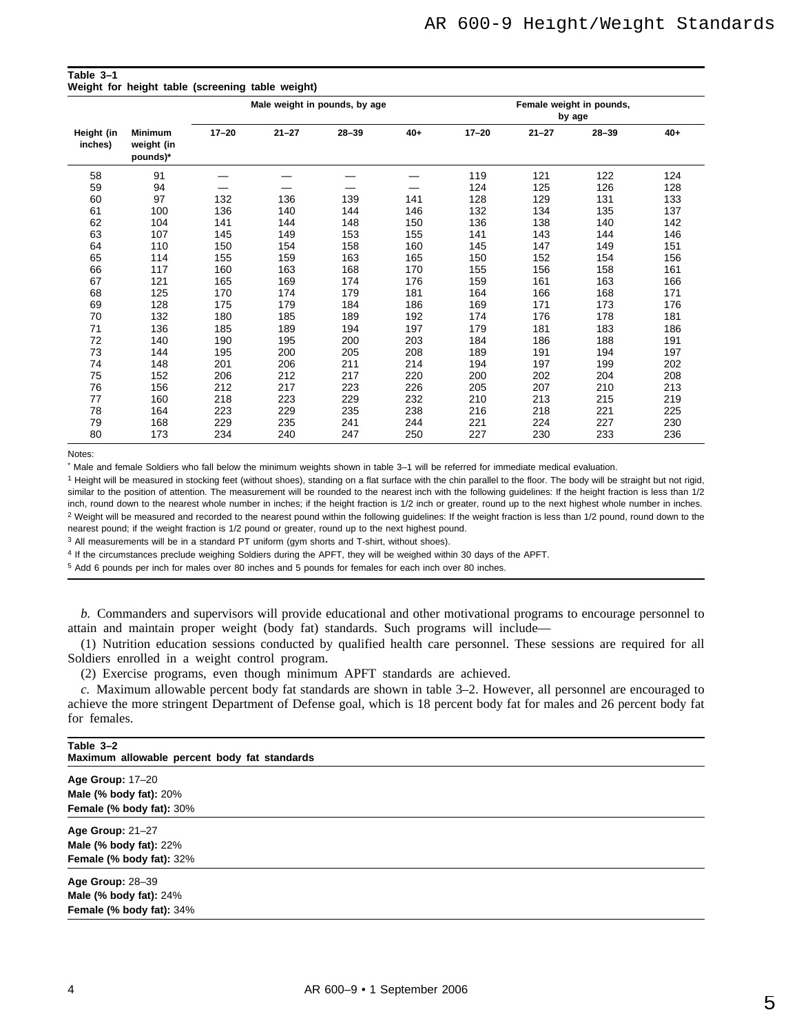**Table 3–1**
**Weight for height table (screening table weight)**

| Height (in inches) | Minimum weight (in pounds)* | Male weight in pounds, by age | | | | Female weight in pounds, by age | | | |
|---|---|---|---|---|---|---|---|---|---|
| | | 17–20 | 21–27 | 28–39 | 40+ | 17–20 | 21–27 | 28–39 | 40+ |
| 58 | 91 | — | — | — | — | 119 | 121 | 122 | 124 |
| 59 | 94 | — | — | — | — | 124 | 125 | 126 | 128 |
| 60 | 97 | 132 | 136 | 139 | 141 | 128 | 129 | 131 | 133 |
| 61 | 100 | 136 | 140 | 144 | 146 | 132 | 134 | 135 | 137 |
| 62 | 104 | 141 | 144 | 148 | 150 | 136 | 138 | 140 | 142 |
| 63 | 107 | 145 | 149 | 153 | 155 | 141 | 143 | 144 | 146 |
| 64 | 110 | 150 | 154 | 158 | 160 | 145 | 147 | 149 | 151 |
| 65 | 114 | 155 | 159 | 163 | 165 | 150 | 152 | 154 | 156 |
| 66 | 117 | 160 | 163 | 168 | 170 | 155 | 156 | 158 | 161 |
| 67 | 121 | 165 | 169 | 174 | 176 | 159 | 161 | 163 | 166 |
| 68 | 125 | 170 | 174 | 179 | 181 | 164 | 166 | 168 | 171 |
| 69 | 128 | 175 | 179 | 184 | 186 | 169 | 171 | 173 | 176 |
| 70 | 132 | 180 | 185 | 189 | 192 | 174 | 176 | 178 | 181 |
| 71 | 136 | 185 | 189 | 194 | 197 | 179 | 181 | 183 | 186 |
| 72 | 140 | 190 | 195 | 200 | 203 | 184 | 186 | 188 | 191 |
| 73 | 144 | 195 | 200 | 205 | 208 | 189 | 191 | 194 | 197 |
| 74 | 148 | 201 | 206 | 211 | 214 | 194 | 197 | 199 | 202 |
| 75 | 152 | 206 | 212 | 217 | 220 | 200 | 202 | 204 | 208 |
| 76 | 156 | 212 | 217 | 223 | 226 | 205 | 207 | 210 | 213 |
| 77 | 160 | 218 | 223 | 229 | 232 | 210 | 213 | 215 | 219 |
| 78 | 164 | 223 | 229 | 235 | 238 | 216 | 218 | 221 | 225 |
| 79 | 168 | 229 | 235 | 241 | 244 | 221 | 224 | 227 | 230 |
| 80 | 173 | 234 | 240 | 247 | 250 | 227 | 230 | 233 | 236 |

Notes:

* Male and female Soldiers who fall below the minimum weights shown in table 3–1 will be referred for immediate medical evaluation.

[1] Height will be measured in stocking feet (without shoes), standing on a flat surface with the chin parallel to the floor. The body will be straight but not rigid, similar to the position of attention. The measurement will be rounded to the nearest inch with the following guidelines: If the height fraction is less than 1/2 inch, round down to the nearest whole number in inches; if the height fraction is 1/2 inch or greater, round up to the next highest whole number in inches.

[2] Weight will be measured and recorded to the nearest pound within the following guidelines: If the weight fraction is less than 1/2 pound, round down to the nearest pound; if the weight fraction is 1/2 pound or greater, round up to the next highest pound.

[3] All measurements will be in a standard PT uniform (gym shorts and T-shirt, without shoes).

[4] If the circumstances preclude weighing Soldiers during the APFT, they will be weighed within 30 days of the APFT.

[5] Add 6 pounds per inch for males over 80 inches and 5 pounds for females for each inch over 80 inches.

*b.* Commanders and supervisors will provide educational and other motivational programs to encourage personnel to attain and maintain proper weight (body fat) standards. Such programs will include—

(1) Nutrition education sessions conducted by qualified health care personnel. These sessions are required for all Soldiers enrolled in a weight control program.

(2) Exercise programs, even though minimum APFT standards are achieved.

*c.* Maximum allowable percent body fat standards are shown in table 3–2. However, all personnel are encouraged to achieve the more stringent Department of Defense goal, which is 18 percent body fat for males and 26 percent body fat for females.

**Table 3–2**
**Maximum allowable percent body fat standards**

| Age Group | Male (% body fat) | Female (% body fat) |
|---|---|---|
| 17–20 | 20% | 30% |
| 21–27 | 22% | 32% |
| 28–39 | 24% | 34% |